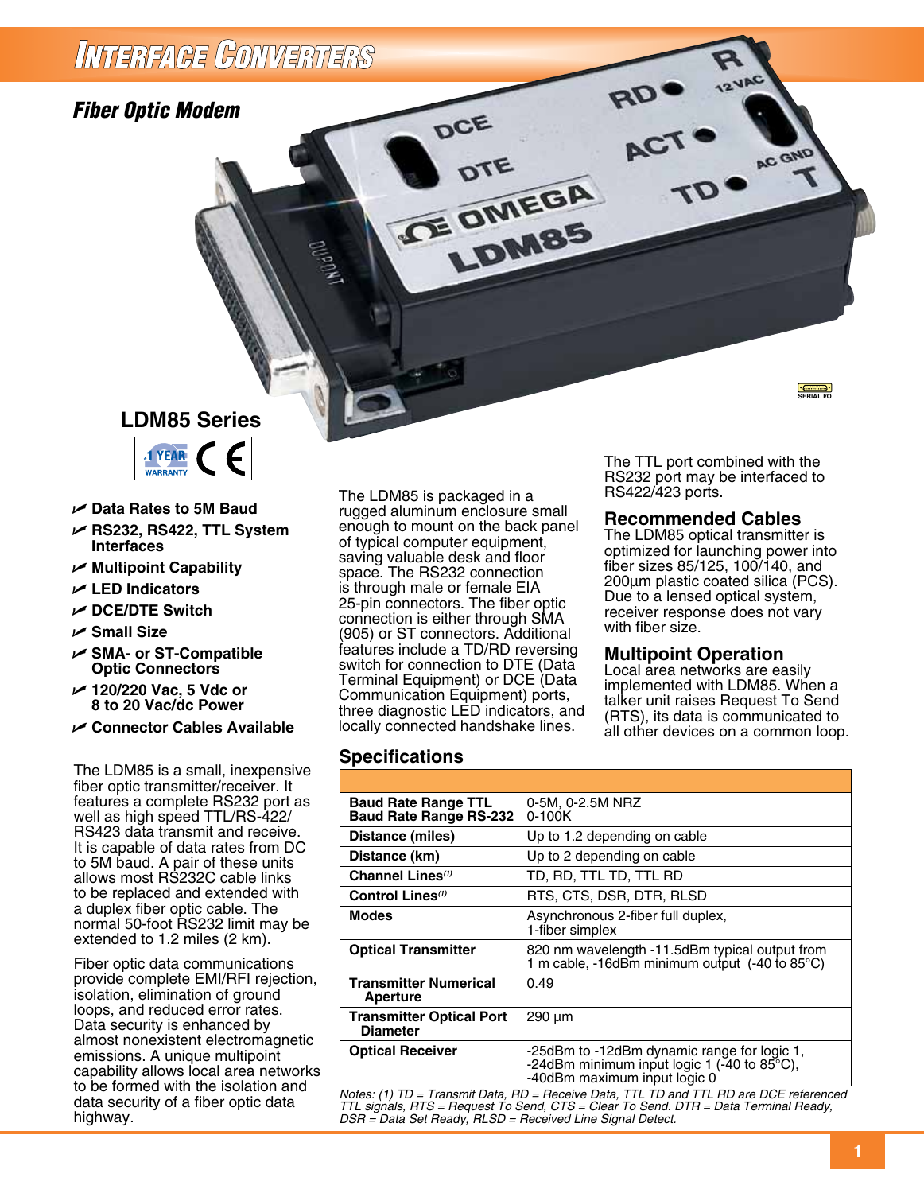# Interface Converters

## Fiber Optic Modem

## LDM85 Series

1 YEAR WARRANTY CE

- Data Rates to 5M Baud
- RS232, RS422, TTL System Interfaces
- Multipoint Capability
- LED Indicators
- DCE/DTE Switch
- Small Size
- SMA- or ST-Compatible Optic Connectors
- 120/220 Vac, 5 Vdc or 8 to 20 Vac/dc Power
- Connector Cables Available

The LDM85 is a small, inexpensive fiber optic transmitter/receiver. It features a complete RS232 port as well as high speed TTL/RS-422/RS423 data transmit and receive. It is capable of data rates from DC to 5M baud. A pair of these units allows most RS232C cable links to be replaced and extended with a duplex fiber optic cable. The normal 50-foot RS232 limit may be extended to 1.2 miles (2 km).

Fiber optic data communications provide complete EMI/RFI rejection, isolation, elimination of ground loops, and reduced error rates. Data security is enhanced by almost nonexistent electromagnetic emissions. A unique multipoint capability allows local area networks to be formed with the isolation and data security of a fiber optic data highway.

The LDM85 is packaged in a rugged aluminum enclosure small enough to mount on the back panel of typical computer equipment, saving valuable desk and floor space. The RS232 connection is through male or female EIA 25-pin connectors. The fiber optic connection is either through SMA (905) or ST connectors. Additional features include a TD/RD reversing switch for connection to DTE (Data Terminal Equipment) or DCE (Data Communication Equipment) ports, three diagnostic LED indicators, and locally connected handshake lines.

The TTL port combined with the RS232 port may be interfaced to RS422/423 ports.

### Recommended Cables

The LDM85 optical transmitter is optimized for launching power into fiber sizes 85/125, 100/140, and 200µm plastic coated silica (PCS). Due to a lensed optical system, receiver response does not vary with fiber size.

### Multipoint Operation

Local area networks are easily implemented with LDM85. When a talker unit raises Request To Send (RTS), its data is communicated to all other devices on a common loop.

### Specifications

| | |
|---|---|
| **Baud Rate Range TTL**<br>**Baud Rate Range RS-232** | 0-5M, 0-2.5M NRZ<br>0-100K |
| **Distance (miles)** | Up to 1.2 depending on cable |
| **Distance (km)** | Up to 2 depending on cable |
| **Channel Lines**[(1)] | TD, RD, TTL TD, TTL RD |
| **Control Lines**[(1)] | RTS, CTS, DSR, DTR, RLSD |
| **Modes** | Asynchronous 2-fiber full duplex, 1-fiber simplex |
| **Optical Transmitter** | 820 nm wavelength -11.5dBm typical output from 1 m cable, -16dBm minimum output (-40 to 85°C) |
| **Transmitter Numerical Aperture** | 0.49 |
| **Transmitter Optical Port Diameter** | 290 µm |
| **Optical Receiver** | -25dBm to -12dBm dynamic range for logic 1, -24dBm minimum input logic 1 (-40 to 85°C), -40dBm maximum input logic 0 |

*Notes: (1) TD = Transmit Data, RD = Receive Data, TTL TD and TTL RD are DCE referenced TTL signals, RTS = Request To Send, CTS = Clear To Send. DTR = Data Terminal Ready, DSR = Data Set Ready, RLSD = Received Line Signal Detect.*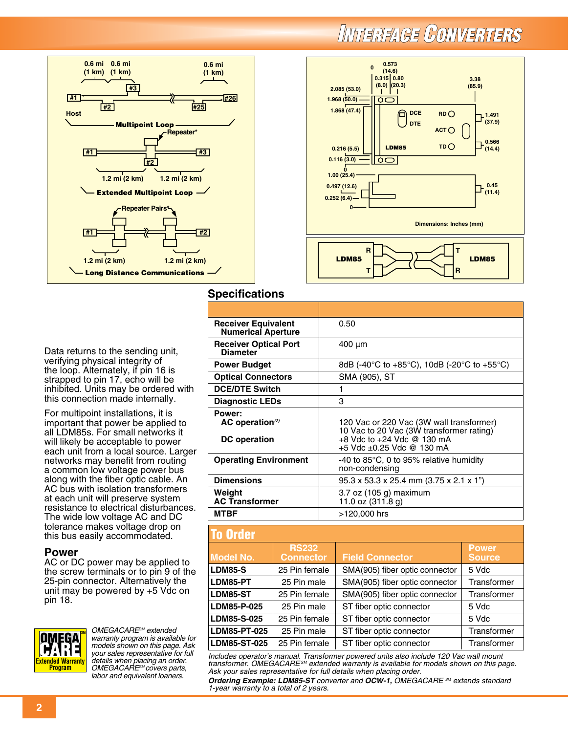Multipoint Loop

0.6 mi (1 km) 0.6 mi (1 km) 0.6 mi (1 km)

#1 #2 #3 #25 #26

Host

Extended Multipoint Loop

Repeater*

#1 #2 #3

1.2 mi (2 km) 1.2 mi (2 km)

Long Distance Communications

Repeater Pairs*

#1 #2

1.2 mi (2 km) 1.2 mi (2 km)

Dimensions: Inches (mm)

LDM85 R T — LDM85 T R

Data returns to the sending unit, verifying physical integrity of the loop. Alternately, if pin 16 is strapped to pin 17, echo will be inhibited. Units may be ordered with this connection made internally.

For multipoint installations, it is important that power be applied to all LDM85s. For small networks it will likely be acceptable to power each unit from a local source. Larger networks may benefit from routing a common low voltage power bus along with the fiber optic cable. An AC bus with isolation transformers at each unit will preserve system resistance to electrical disturbances. The wide low voltage AC and DC tolerance makes voltage drop on this bus easily accommodated.

## Power

AC or DC power may be applied to the screw terminals or to pin 9 of the 25-pin connector. Alternatively the unit may be powered by +5 Vdc on pin 18.

*OMEGACARE℠ extended warranty program is available for models shown on this page. Ask your sales representative for full details when placing an order. OMEGACARE℠ covers parts, labor and equivalent loaners.*

## Specifications

| | |
|---|---|
| **Receiver Equivalent Numerical Aperture** | 0.50 |
| **Receiver Optical Port Diameter** | 400 µm |
| **Power Budget** | 8dB (-40°C to +85°C), 10dB (-20°C to +55°C) |
| **Optical Connectors** | SMA (905), ST |
| **DCE/DTE Switch** | 1 |
| **Diagnostic LEDs** | 3 |
| **Power:** **AC operation**[(2)] | 120 Vac or 220 Vac (3W wall transformer) 10 Vac to 20 Vac (3W transformer rating) |
| **DC operation** | +8 Vdc to +24 Vdc @ 130 mA +5 Vdc ±0.25 Vdc @ 130 mA |
| **Operating Environment** | -40 to 85°C, 0 to 95% relative humidity non-condensing |
| **Dimensions** | 95.3 x 53.3 x 25.4 mm (3.75 x 2.1 x 1") |
| **Weight** **AC Transformer** | 3.7 oz (105 g) maximum 11.0 oz (311.8 g) |
| **MTBF** | >120,000 hrs |

## To Order

| Model No. | RS232 Connector | Field Connector | Power Source |
|---|---|---|---|
| **LDM85-S** | 25 Pin female | SMA(905) fiber optic connector | 5 Vdc |
| **LDM85-PT** | 25 Pin male | SMA(905) fiber optic connector | Transformer |
| **LDM85-ST** | 25 Pin female | SMA(905) fiber optic connector | Transformer |
| **LDM85-P-025** | 25 Pin male | ST fiber optic connector | 5 Vdc |
| **LDM85-S-025** | 25 Pin female | ST fiber optic connector | 5 Vdc |
| **LDM85-PT-025** | 25 Pin male | ST fiber optic connector | Transformer |
| **LDM85-ST-025** | 25 Pin female | ST fiber optic connector | Transformer |

*Includes operator's manual. Transformer powered units also include 120 Vac wall mount transformer. OMEGACARE℠ extended warranty is available for models shown on this page. Ask your sales representative for full details when placing order.*

***Ordering Example: LDM85-ST** converter and **OCW-1,** OMEGACARE℠ extends standard 1-year warranty to a total of 2 years.*